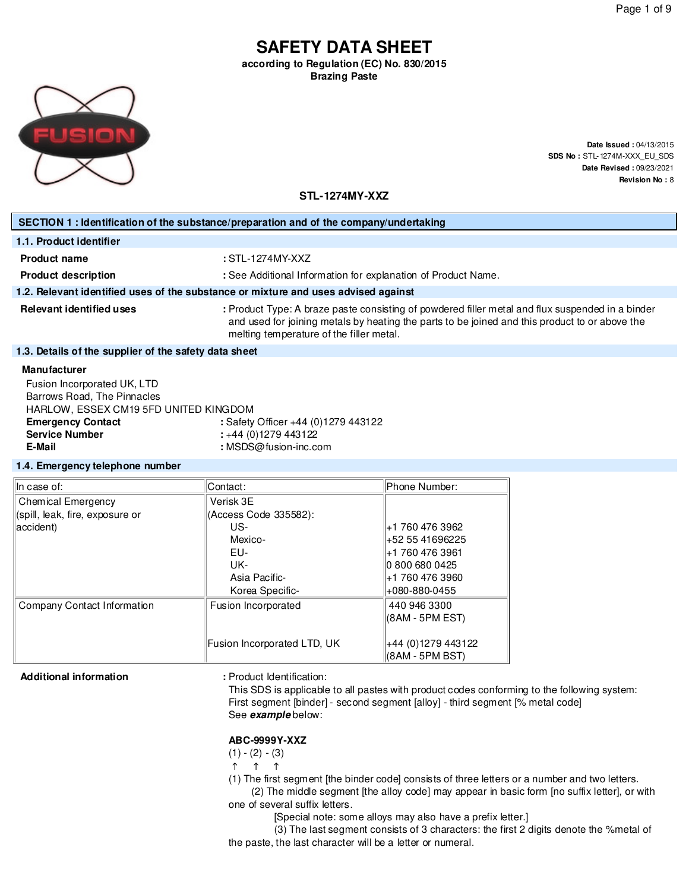# SAFETY DATA SHEET

**according to Regulation (EC) No. 830/2015**
**Brazing Paste**

**Date Issued :** 04/13/2015
**SDS No :** STL-1274M-XXX_EU_SDS
**Date Revised :** 09/23/2021
**Revision No :** 8

**STL-1274MY-XXZ**

## SECTION 1 : Identification of the substance/preparation and of the company/undertaking

### 1.1. Product identifier

**Product name** : STL-1274MY-XXZ

**Product description** : See Additional Information for explanation of Product Name.

### 1.2. Relevant identified uses of the substance or mixture and uses advised against

**Relevant identified uses** : Product Type: A braze paste consisting of powdered filler metal and flux suspended in a binder and used for joining metals by heating the parts to be joined and this product to or above the melting temperature of the filler metal.

### 1.3. Details of the supplier of the safety data sheet

**Manufacturer**
Fusion Incorporated UK, LTD
Barrows Road, The Pinnacles
HARLOW, ESSEX CM19 5FD UNITED KINGDOM

**Emergency Contact** : Safety Officer +44 (0)1279 443122
**Service Number** : +44 (0)1279 443122
**E-Mail** : MSDS@fusion-inc.com

### 1.4. Emergency telephone number

| In case of: | Contact: | Phone Number: |
|---|---|---|
| Chemical Emergency (spill, leak, fire, exposure or accident) | Verisk 3E (Access Code 335582): US- Mexico- EU- UK- Asia Pacific- Korea Specific- | +1 760 476 3962 +52 55 41696225 +1 760 476 3961 0 800 680 0425 +1 760 476 3960 +080-880-0455 |
| Company Contact Information | Fusion Incorporated | 440 946 3300 (8AM - 5PM EST) |
| | Fusion Incorporated LTD, UK | +44 (0)1279 443122 (8AM - 5PM BST) |

**Additional information** : Product Identification:
This SDS is applicable to all pastes with product codes conforming to the following system:
First segment [binder] - second segment [alloy] - third segment [% metal code]
See ***example*** below:

**ABC-9999Y-XXZ**
(1) - (2) - (3)
↑ ↑ ↑
(1) The first segment [the binder code] consists of three letters or a number and two letters.
(2) The middle segment [the alloy code] may appear in basic form [no suffix letter], or with one of several suffix letters.
[Special note: some alloys may also have a prefix letter.]
(3) The last segment consists of 3 characters: the first 2 digits denote the %metal of the paste, the last character will be a letter or numeral.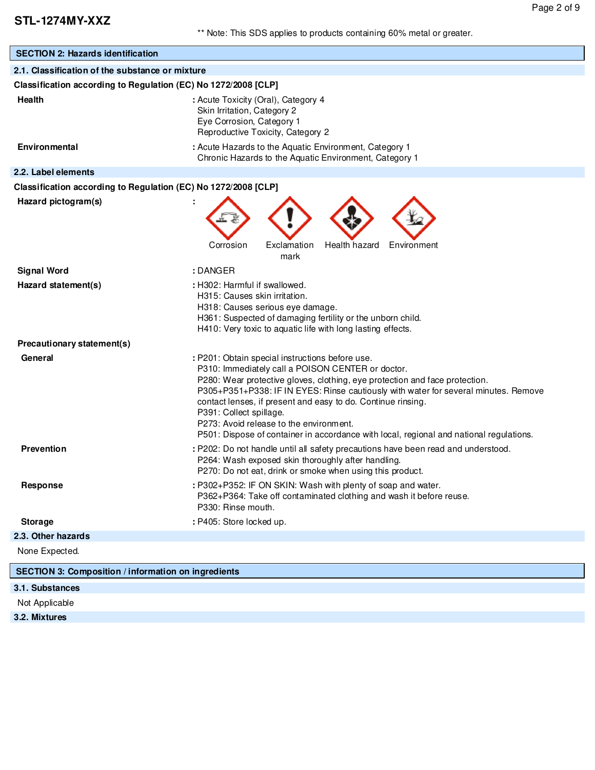**STL-1274MY-XXZ**

** Note: This SDS applies to products containing 60% metal or greater.

## SECTION 2: Hazards identification

### 2.1. Classification of the substance or mixture

**Classification according to Regulation (EC) No 1272/2008 [CLP]**

**Health** : Acute Toxicity (Oral), Category 4
Skin Irritation, Category 2
Eye Corrosion, Category 1
Reproductive Toxicity, Category 2

**Environmental** : Acute Hazards to the Aquatic Environment, Category 1
Chronic Hazards to the Aquatic Environment, Category 1

### 2.2. Label elements

**Classification according to Regulation (EC) No 1272/2008 [CLP]**

**Hazard pictogram(s)** :

Corrosion | Exclamation mark | Health hazard | Environment

**Signal Word** : DANGER

**Hazard statement(s)** : H302: Harmful if swallowed.
H315: Causes skin irritation.
H318: Causes serious eye damage.
H361: Suspected of damaging fertility or the unborn child.
H410: Very toxic to aquatic life with long lasting effects.

**Precautionary statement(s)**

**General** : P201: Obtain special instructions before use.
P310: Immediately call a POISON CENTER or doctor.
P280: Wear protective gloves, clothing, eye protection and face protection.
P305+P351+P338: IF IN EYES: Rinse cautiously with water for several minutes. Remove contact lenses, if present and easy to do. Continue rinsing.
P391: Collect spillage.
P273: Avoid release to the environment.
P501: Dispose of container in accordance with local, regional and national regulations.

**Prevention** : P202: Do not handle until all safety precautions have been read and understood.
P264: Wash exposed skin thoroughly after handling.
P270: Do not eat, drink or smoke when using this product.

**Response** : P302+P352: IF ON SKIN: Wash with plenty of soap and water.
P362+P364: Take off contaminated clothing and wash it before reuse.
P330: Rinse mouth.

**Storage** : P405: Store locked up.

### 2.3. Other hazards

None Expected.

## SECTION 3: Composition / information on ingredients

### 3.1. Substances

Not Applicable

### 3.2. Mixtures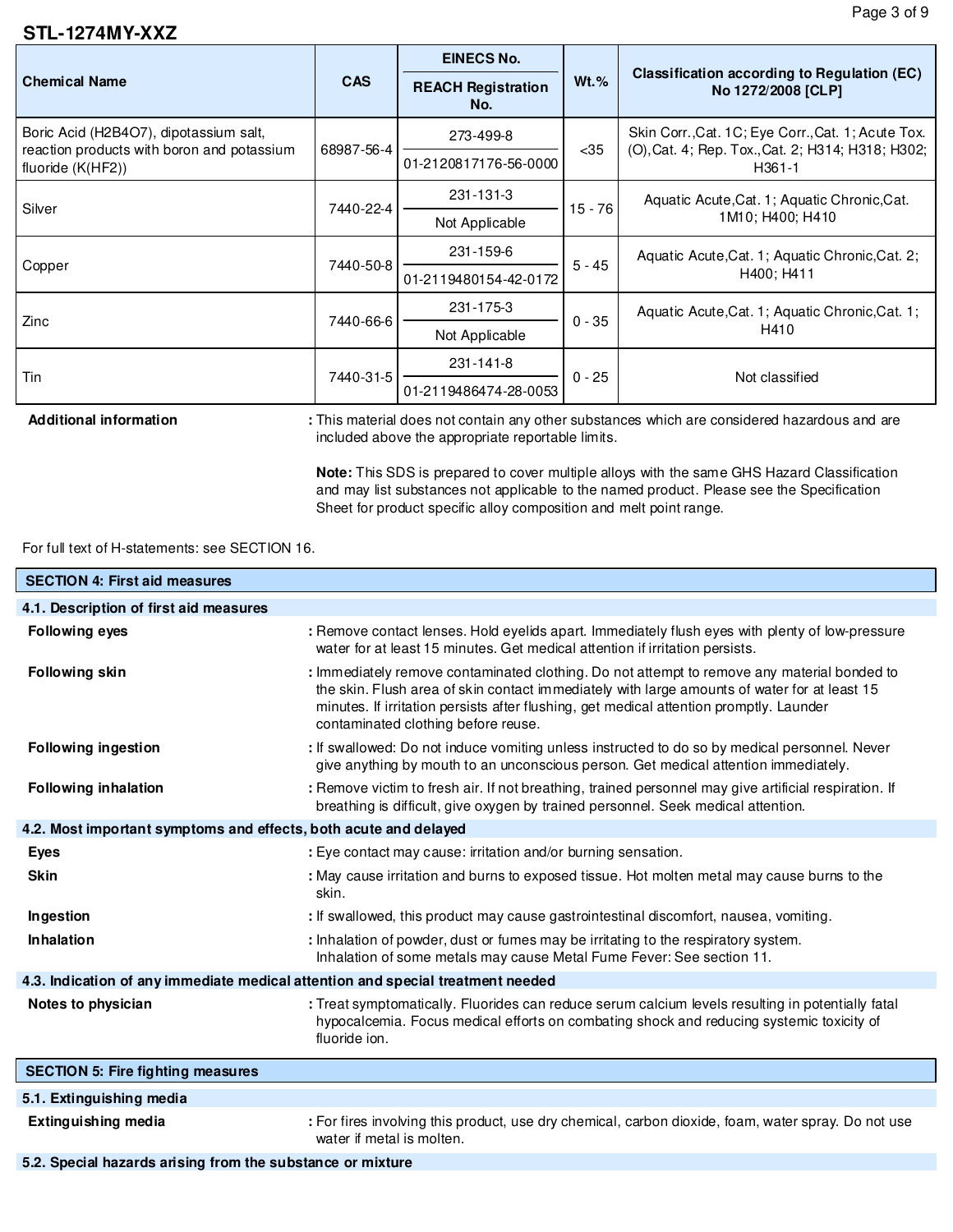**STL-1274MY-XXZ**

| Chemical Name | CAS | EINECS No. / REACH Registration No. | Wt.% | Classification according to Regulation (EC) No 1272/2008 [CLP] |
|---|---|---|---|---|
| Boric Acid ($H_2B_4O_7$), dipotassium salt, reaction products with boron and potassium fluoride ($K(HF_2)$) | 68987-56-4 | 273-499-8 / 01-2120817176-56-0000 | <35 | Skin Corr.,Cat. 1C; Eye Corr.,Cat. 1; Acute Tox. (O),Cat. 4; Rep. Tox.,Cat. 2; H314; H318; H302; H361-1 |
| Silver | 7440-22-4 | 231-131-3 / Not Applicable | 15 - 76 | Aquatic Acute,Cat. 1; Aquatic Chronic,Cat. 1M10; H400; H410 |
| Copper | 7440-50-8 | 231-159-6 / 01-2119480154-42-0172 | 5 - 45 | Aquatic Acute,Cat. 1; Aquatic Chronic,Cat. 2; H400; H411 |
| Zinc | 7440-66-6 | 231-175-3 / Not Applicable | 0 - 35 | Aquatic Acute,Cat. 1; Aquatic Chronic,Cat. 1; H410 |
| Tin | 7440-31-5 | 231-141-8 / 01-2119486474-28-0053 | 0 - 25 | Not classified |

**Additional information** : This material does not contain any other substances which are considered hazardous and are included above the appropriate reportable limits.

**Note:** This SDS is prepared to cover multiple alloys with the same GHS Hazard Classification and may list substances not applicable to the named product. Please see the Specification Sheet for product specific alloy composition and melt point range.

For full text of H-statements: see SECTION 16.

## SECTION 4: First aid measures

### 4.1. Description of first aid measures

**Following eyes** : Remove contact lenses. Hold eyelids apart. Immediately flush eyes with plenty of low-pressure water for at least 15 minutes. Get medical attention if irritation persists.

**Following skin** : Immediately remove contaminated clothing. Do not attempt to remove any material bonded to the skin. Flush area of skin contact immediately with large amounts of water for at least 15 minutes. If irritation persists after flushing, get medical attention promptly. Launder contaminated clothing before reuse.

**Following ingestion** : If swallowed: Do not induce vomiting unless instructed to do so by medical personnel. Never give anything by mouth to an unconscious person. Get medical attention immediately.

**Following inhalation** : Remove victim to fresh air. If not breathing, trained personnel may give artificial respiration. If breathing is difficult, give oxygen by trained personnel. Seek medical attention.

### 4.2. Most important symptoms and effects, both acute and delayed

**Eyes** : Eye contact may cause: irritation and/or burning sensation.

**Skin** : May cause irritation and burns to exposed tissue. Hot molten metal may cause burns to the skin.

**Ingestion** : If swallowed, this product may cause gastrointestinal discomfort, nausea, vomiting.

**Inhalation** : Inhalation of powder, dust or fumes may be irritating to the respiratory system. Inhalation of some metals may cause Metal Fume Fever: See section 11.

### 4.3. Indication of any immediate medical attention and special treatment needed

**Notes to physician** : Treat symptomatically. Fluorides can reduce serum calcium levels resulting in potentially fatal hypocalcemia. Focus medical efforts on combating shock and reducing systemic toxicity of fluoride ion.

## SECTION 5: Fire fighting measures

### 5.1. Extinguishing media

**Extinguishing media** : For fires involving this product, use dry chemical, carbon dioxide, foam, water spray. Do not use water if metal is molten.

### 5.2. Special hazards arising from the substance or mixture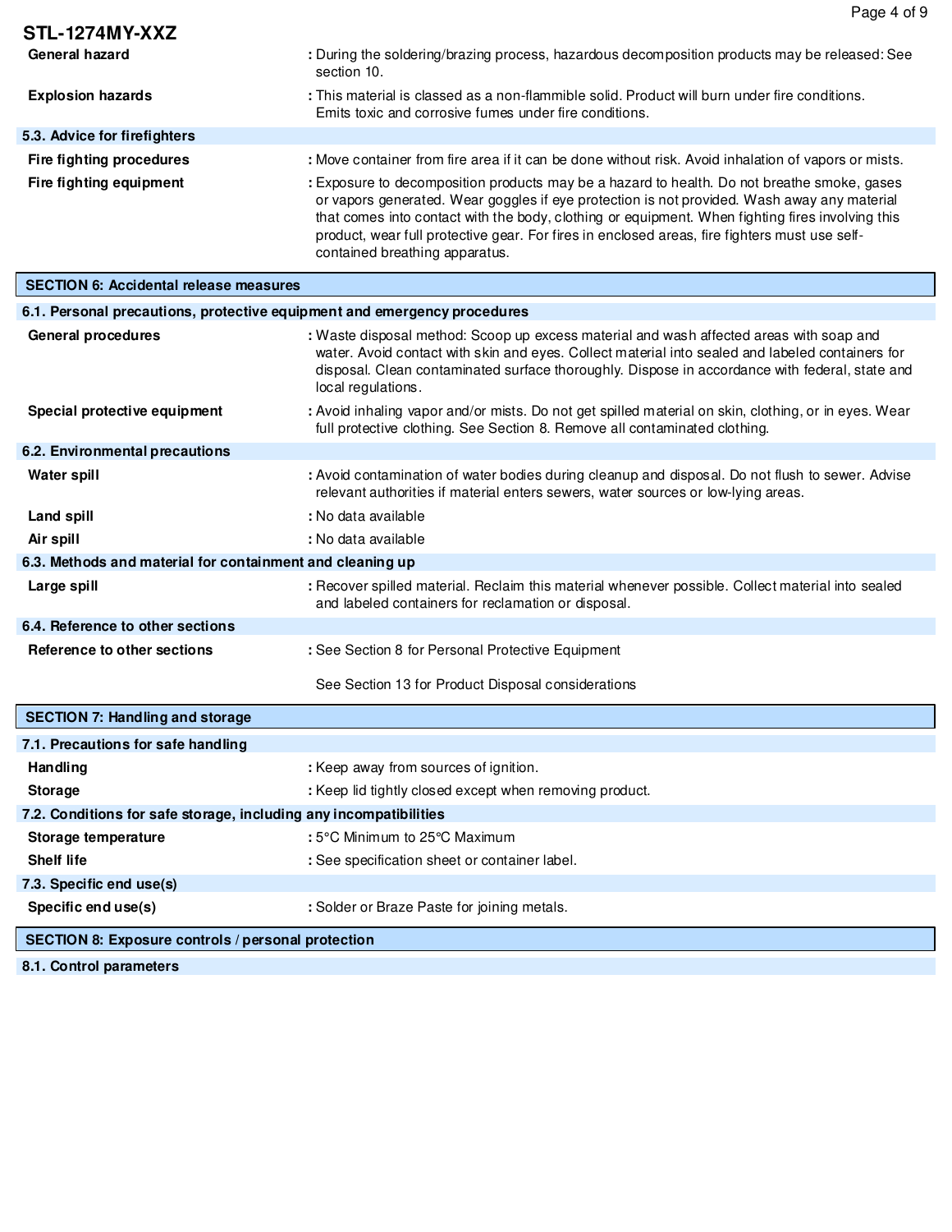| | |
|---|---|
| **General hazard** | : During the soldering/brazing process, hazardous decomposition products may be released: See section 10. |
| **Explosion hazards** | : This material is classed as a non-flammable solid. Product will burn under fire conditions. Emits toxic and corrosive fumes under fire conditions. |

### 5.3. Advice for firefighters

| | |
|---|---|
| **Fire fighting procedures** | : Move container from fire area if it can be done without risk. Avoid inhalation of vapors or mists. |
| **Fire fighting equipment** | : Exposure to decomposition products may be a hazard to health. Do not breathe smoke, gases or vapors generated. Wear goggles if eye protection is not provided. Wash away any material that comes into contact with the body, clothing or equipment. When fighting fires involving this product, wear full protective gear. For fires in enclosed areas, fire fighters must use self-contained breathing apparatus. |

## SECTION 6: Accidental release measures

### 6.1. Personal precautions, protective equipment and emergency procedures

| | |
|---|---|
| **General procedures** | : Waste disposal method: Scoop up excess material and wash affected areas with soap and water. Avoid contact with skin and eyes. Collect material into sealed and labeled containers for disposal. Clean contaminated surface thoroughly. Dispose in accordance with federal, state and local regulations. |
| **Special protective equipment** | : Avoid inhaling vapor and/or mists. Do not get spilled material on skin, clothing, or in eyes. Wear full protective clothing. See Section 8. Remove all contaminated clothing. |

### 6.2. Environmental precautions

| | |
|---|---|
| **Water spill** | : Avoid contamination of water bodies during cleanup and disposal. Do not flush to sewer. Advise relevant authorities if material enters sewers, water sources or low-lying areas. |
| **Land spill** | : No data available |
| **Air spill** | : No data available |

### 6.3. Methods and material for containment and cleaning up

| | |
|---|---|
| **Large spill** | : Recover spilled material. Reclaim this material whenever possible. Collect material into sealed and labeled containers for reclamation or disposal. |

### 6.4. Reference to other sections

| | |
|---|---|
| **Reference to other sections** | : See Section 8 for Personal Protective Equipment<br><br>See Section 13 for Product Disposal considerations |

## SECTION 7: Handling and storage

### 7.1. Precautions for safe handling

| | |
|---|---|
| **Handling** | : Keep away from sources of ignition. |
| **Storage** | : Keep lid tightly closed except when removing product. |

### 7.2. Conditions for safe storage, including any incompatibilities

| | |
|---|---|
| **Storage temperature** | : 5°C Minimum to 25°C Maximum |
| **Shelf life** | : See specification sheet or container label. |

### 7.3. Specific end use(s)

| | |
|---|---|
| **Specific end use(s)** | : Solder or Braze Paste for joining metals. |

## SECTION 8: Exposure controls / personal protection

### 8.1. Control parameters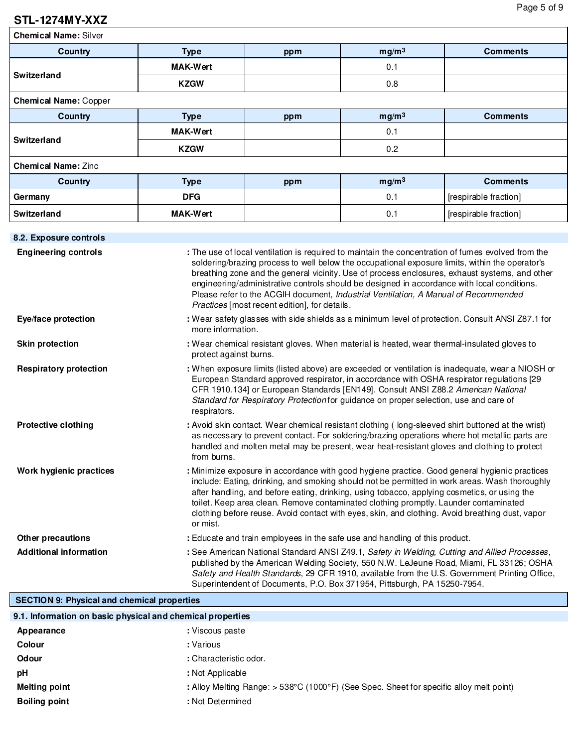**Chemical Name:** Silver

| Country | Type | ppm | mg/m³ | Comments |
|---|---|---|---|---|
| Switzerland | MAK-Wert | | 0.1 | |
| | KZGW | | 0.8 | |

**Chemical Name:** Copper

| Country | Type | ppm | mg/m³ | Comments |
|---|---|---|---|---|
| Switzerland | MAK-Wert | | 0.1 | |
| | KZGW | | 0.2 | |

**Chemical Name:** Zinc

| Country | Type | ppm | mg/m³ | Comments |
|---|---|---|---|---|
| Germany | DFG | | 0.1 | [respirable fraction] |
| Switzerland | MAK-Wert | | 0.1 | [respirable fraction] |

### 8.2. Exposure controls

**Engineering controls** : The use of local ventilation is required to maintain the concentration of fumes evolved from the soldering/brazing process to well below the occupational exposure limits, within the operator's breathing zone and the general vicinity. Use of process enclosures, exhaust systems, and other engineering/administrative controls should be designed in accordance with local conditions. Please refer to the ACGIH document, *Industrial Ventilation, A Manual of Recommended Practices* [most recent edition], for details.

**Eye/face protection** : Wear safety glasses with side shields as a minimum level of protection. Consult ANSI Z87.1 for more information.

**Skin protection** : Wear chemical resistant gloves. When material is heated, wear thermal-insulated gloves to protect against burns.

**Respiratory protection** : When exposure limits (listed above) are exceeded or ventilation is inadequate, wear a NIOSH or European Standard approved respirator, in accordance with OSHA respirator regulations [29 CFR 1910.134] or European Standards [EN149]. Consult ANSI Z88.2 *American National Standard for Respiratory Protection* for guidance on proper selection, use and care of respirators.

**Protective clothing** : Avoid skin contact. Wear chemical resistant clothing ( long-sleeved shirt buttoned at the wrist) as necessary to prevent contact. For soldering/brazing operations where hot metallic parts are handled and molten metal may be present, wear heat-resistant gloves and clothing to protect from burns.

**Work hygienic practices** : Minimize exposure in accordance with good hygiene practice. Good general hygienic practices include: Eating, drinking, and smoking should not be permitted in work areas. Wash thoroughly after handling, and before eating, drinking, using tobacco, applying cosmetics, or using the toilet. Keep area clean. Remove contaminated clothing promptly. Launder contaminated clothing before reuse. Avoid contact with eyes, skin, and clothing. Avoid breathing dust, vapor or mist.

**Other precautions** : Educate and train employees in the safe use and handling of this product.

**Additional information** : See American National Standard ANSI Z49.1, *Safety in Welding, Cutting and Allied Processes*, published by the American Welding Society, 550 N.W. LeJeune Road, Miami, FL 33126; OSHA *Safety and Health Standards*, 29 CFR 1910, available from the U.S. Government Printing Office, Superintendent of Documents, P.O. Box 371954, Pittsburgh, PA 15250-7954.

## SECTION 9: Physical and chemical properties

### 9.1. Information on basic physical and chemical properties

**Appearance** : Viscous paste

**Colour** : Various

**Odour** : Characteristic odor.

**pH** : Not Applicable

**Melting point** : Alloy Melting Range: > 538°C (1000°F) (See Spec. Sheet for specific alloy melt point)

**Boiling point** : Not Determined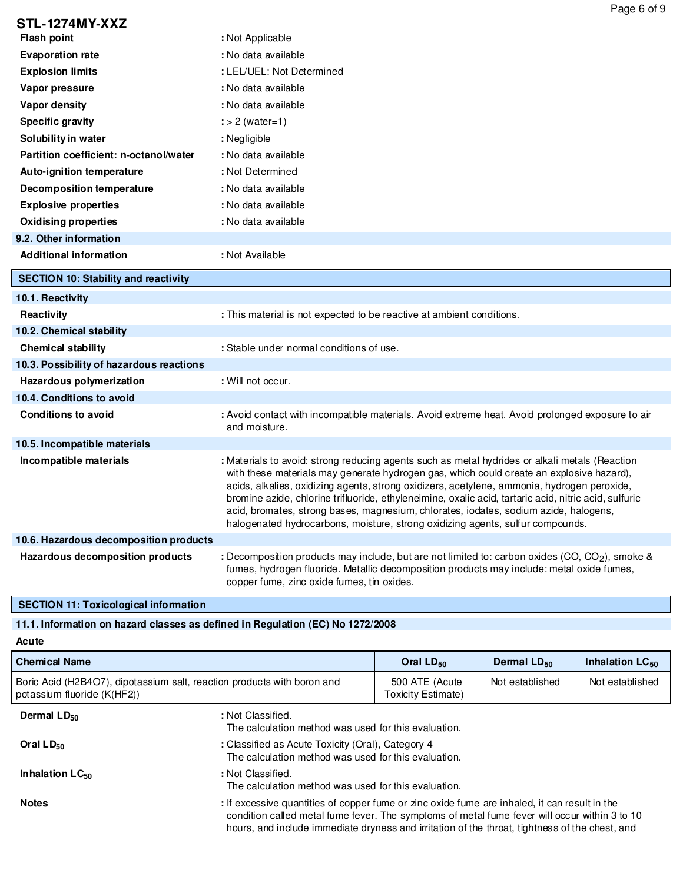**STL-1274MY-XXZ**

| | |
|---|---|
| **Flash point** | : Not Applicable |
| **Evaporation rate** | : No data available |
| **Explosion limits** | : LEL/UEL: Not Determined |
| **Vapor pressure** | : No data available |
| **Vapor density** | : No data available |
| **Specific gravity** | : > 2 (water=1) |
| **Solubility in water** | : Negligible |
| **Partition coefficient: n-octanol/water** | : No data available |
| **Auto-ignition temperature** | : Not Determined |
| **Decomposition temperature** | : No data available |
| **Explosive properties** | : No data available |
| **Oxidising properties** | : No data available |

### 9.2. Other information

**Additional information** : Not Available

## SECTION 10: Stability and reactivity

### 10.1. Reactivity

**Reactivity** : This material is not expected to be reactive at ambient conditions.

### 10.2. Chemical stability

**Chemical stability** : Stable under normal conditions of use.

### 10.3. Possibility of hazardous reactions

**Hazardous polymerization** : Will not occur.

### 10.4. Conditions to avoid

**Conditions to avoid** : Avoid contact with incompatible materials. Avoid extreme heat. Avoid prolonged exposure to air and moisture.

### 10.5. Incompatible materials

**Incompatible materials** : Materials to avoid: strong reducing agents such as metal hydrides or alkali metals (Reaction with these materials may generate hydrogen gas, which could create an explosive hazard), acids, alkalies, oxidizing agents, strong oxidizers, acetylene, ammonia, hydrogen peroxide, bromine azide, chlorine trifluoride, ethyleneimine, oxalic acid, tartaric acid, nitric acid, sulfuric acid, bromates, strong bases, magnesium, chlorates, iodates, sodium azide, halogens, halogenated hydrocarbons, moisture, strong oxidizing agents, sulfur compounds.

### 10.6. Hazardous decomposition products

**Hazardous decomposition products** : Decomposition products may include, but are not limited to: carbon oxides (CO, $CO_2$), smoke & fumes, hydrogen fluoride. Metallic decomposition products may include: metal oxide fumes, copper fume, zinc oxide fumes, tin oxides.

## SECTION 11: Toxicological information

### 11.1. Information on hazard classes as defined in Regulation (EC) No 1272/2008

**Acute**

| Chemical Name | Oral $LD_{50}$ | Dermal $LD_{50}$ | Inhalation $LC_{50}$ |
|---|---|---|---|
| Boric Acid (H2B4O7), dipotassium salt, reaction products with boron and potassium fluoride (K(HF2)) | 500 ATE (Acute Toxicity Estimate) | Not established | Not established |

**Dermal $LD_{50}$** : Not Classified.
The calculation method was used for this evaluation.

**Oral $LD_{50}$** : Classified as Acute Toxicity (Oral), Category 4
The calculation method was used for this evaluation.

**Inhalation $LC_{50}$** : Not Classified.
The calculation method was used for this evaluation.

**Notes** : If excessive quantities of copper fume or zinc oxide fume are inhaled, it can result in the condition called metal fume fever. The symptoms of metal fume fever will occur within 3 to 10 hours, and include immediate dryness and irritation of the throat, tightness of the chest, and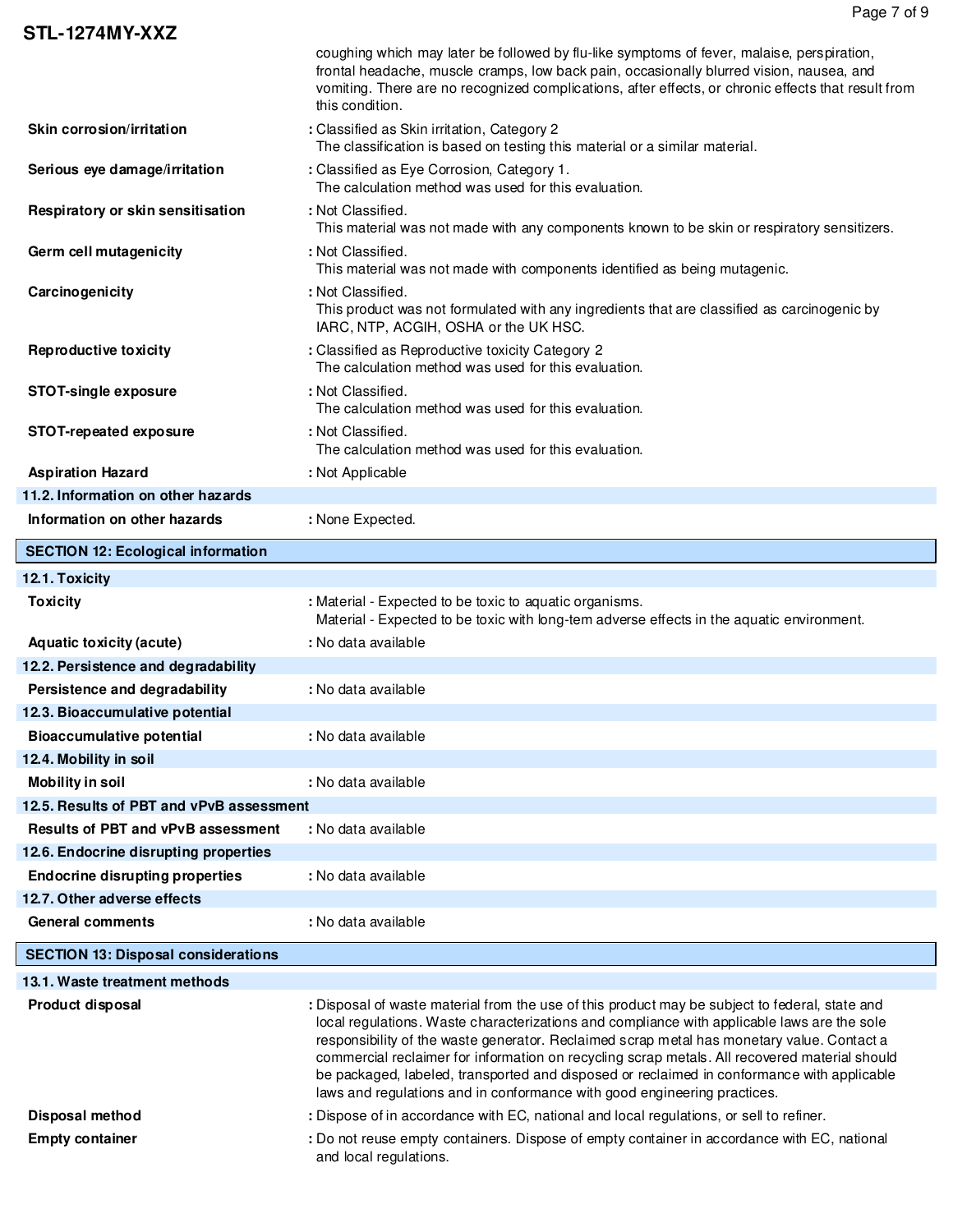coughing which may later be followed by flu-like symptoms of fever, malaise, perspiration, frontal headache, muscle cramps, low back pain, occasionally blurred vision, nausea, and vomiting. There are no recognized complications, after effects, or chronic effects that result from this condition.

| | |
|---|---|
| **Skin corrosion/irritation** | : Classified as Skin irritation, Category 2<br>The classification is based on testing this material or a similar material. |
| **Serious eye damage/irritation** | : Classified as Eye Corrosion, Category 1.<br>The calculation method was used for this evaluation. |
| **Respiratory or skin sensitisation** | : Not Classified.<br>This material was not made with any components known to be skin or respiratory sensitizers. |
| **Germ cell mutagenicity** | : Not Classified.<br>This material was not made with components identified as being mutagenic. |
| **Carcinogenicity** | : Not Classified.<br>This product was not formulated with any ingredients that are classified as carcinogenic by IARC, NTP, ACGIH, OSHA or the UK HSC. |
| **Reproductive toxicity** | : Classified as Reproductive toxicity Category 2<br>The calculation method was used for this evaluation. |
| **STOT-single exposure** | : Not Classified.<br>The calculation method was used for this evaluation. |
| **STOT-repeated exposure** | : Not Classified.<br>The calculation method was used for this evaluation. |
| **Aspiration Hazard** | : Not Applicable |

### 11.2. Information on other hazards

| | |
|---|---|
| **Information on other hazards** | : None Expected. |

## SECTION 12: Ecological information

### 12.1. Toxicity

| | |
|---|---|
| **Toxicity** | : Material - Expected to be toxic to aquatic organisms.<br>Material - Expected to be toxic with long-tem adverse effects in the aquatic environment. |
| **Aquatic toxicity (acute)** | : No data available |

### 12.2. Persistence and degradability

| | |
|---|---|
| **Persistence and degradability** | : No data available |

### 12.3. Bioaccumulative potential

| | |
|---|---|
| **Bioaccumulative potential** | : No data available |

### 12.4. Mobility in soil

| | |
|---|---|
| **Mobility in soil** | : No data available |

### 12.5. Results of PBT and vPvB assessment

| | |
|---|---|
| **Results of PBT and vPvB assessment** | : No data available |

### 12.6. Endocrine disrupting properties

| | |
|---|---|
| **Endocrine disrupting properties** | : No data available |

### 12.7. Other adverse effects

| | |
|---|---|
| **General comments** | : No data available |

## SECTION 13: Disposal considerations

### 13.1. Waste treatment methods

| | |
|---|---|
| **Product disposal** | : Disposal of waste material from the use of this product may be subject to federal, state and local regulations. Waste characterizations and compliance with applicable laws are the sole responsibility of the waste generator. Reclaimed scrap metal has monetary value. Contact a commercial reclaimer for information on recycling scrap metals. All recovered material should be packaged, labeled, transported and disposed or reclaimed in conformance with applicable laws and regulations and in conformance with good engineering practices. |
| **Disposal method** | : Dispose of in accordance with EC, national and local regulations, or sell to refiner. |
| **Empty container** | : Do not reuse empty containers. Dispose of empty container in accordance with EC, national and local regulations. |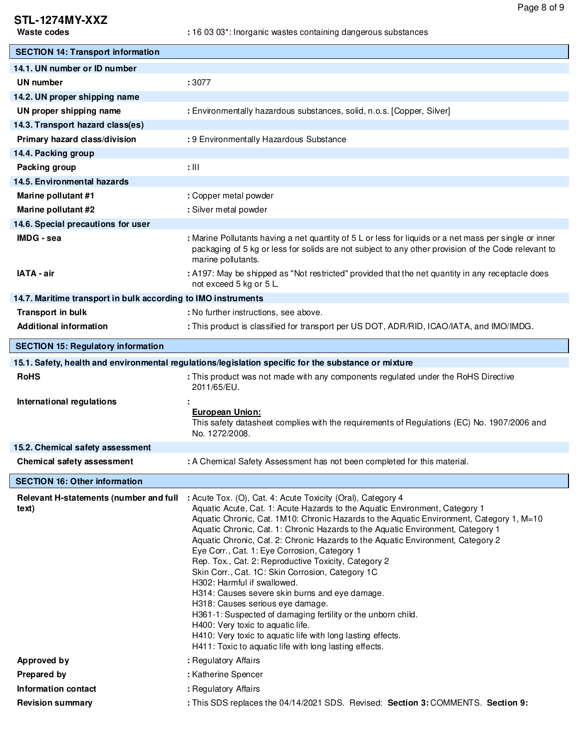**Waste codes** : 16 03 03*: Inorganic wastes containing dangerous substances

## SECTION 14: Transport information

### 14.1. UN number or ID number

**UN number** : 3077

### 14.2. UN proper shipping name

**UN proper shipping name** : Environmentally hazardous substances, solid, n.o.s. [Copper, Silver]

### 14.3. Transport hazard class(es)

**Primary hazard class/division** : 9 Environmentally Hazardous Substance

### 14.4. Packing group

**Packing group** : III

### 14.5. Environmental hazards

**Marine pollutant #1** : Copper metal powder

**Marine pollutant #2** : Silver metal powder

### 14.6. Special precautions for user

**IMDG - sea** : Marine Pollutants having a net quantity of 5 L or less for liquids or a net mass per single or inner packaging of 5 kg or less for solids are not subject to any other provision of the Code relevant to marine pollutants.

**IATA - air** : A197: May be shipped as "Not restricted" provided that the net quantity in any receptacle does not exceed 5 kg or 5 L.

### 14.7. Maritime transport in bulk according to IMO instruments

**Transport in bulk** : No further instructions, see above.

**Additional information** : This product is classified for transport per US DOT, ADR/RID, ICAO/IATA, and IMO/IMDG.

## SECTION 15: Regulatory information

### 15.1. Safety, health and environmental regulations/legislation specific for the substance or mixture

**RoHS** : This product was not made with any components regulated under the RoHS Directive 2011/65/EU.

**International regulations** :

<u>**European Union:**</u>
This safety datasheet complies with the requirements of Regulations (EC) No. 1907/2006 and No. 1272/2008.

### 15.2. Chemical safety assessment

**Chemical safety assessment** : A Chemical Safety Assessment has not been completed for this material.

## SECTION 16: Other information

**Relevant H-statements (number and full text)** :

Acute Tox. (O), Cat. 4: Acute Toxicity (Oral), Category 4
Aquatic Acute, Cat. 1: Acute Hazards to the Aquatic Environment, Category 1
Aquatic Chronic, Cat. 1M10: Chronic Hazards to the Aquatic Environment, Category 1, M=10
Aquatic Chronic, Cat. 1: Chronic Hazards to the Aquatic Environment, Category 1
Aquatic Chronic, Cat. 2: Chronic Hazards to the Aquatic Environment, Category 2
Eye Corr., Cat. 1: Eye Corrosion, Category 1
Rep. Tox., Cat. 2: Reproductive Toxicity, Category 2
Skin Corr., Cat. 1C: Skin Corrosion, Category 1C
H302: Harmful if swallowed.
H314: Causes severe skin burns and eye damage.
H318: Causes serious eye damage.
H361-1: Suspected of damaging fertility or the unborn child.
H400: Very toxic to aquatic life.
H410: Very toxic to aquatic life with long lasting effects.
H411: Toxic to aquatic life with long lasting effects.

**Approved by** : Regulatory Affairs

**Prepared by** : Katherine Spencer

**Information contact** : Regulatory Affairs

**Revision summary** : This SDS replaces the 04/14/2021 SDS. Revised: **Section 3:** COMMENTS. **Section 9:**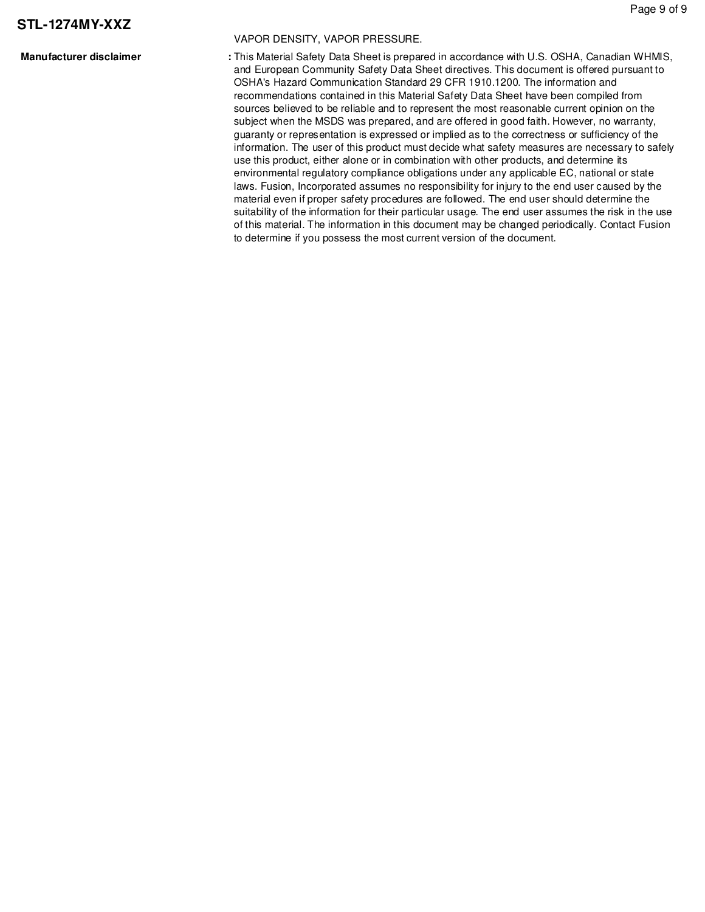VAPOR DENSITY, VAPOR PRESSURE.

**Manufacturer disclaimer** : This Material Safety Data Sheet is prepared in accordance with U.S. OSHA, Canadian WHMIS, and European Community Safety Data Sheet directives. This document is offered pursuant to OSHA's Hazard Communication Standard 29 CFR 1910.1200. The information and recommendations contained in this Material Safety Data Sheet have been compiled from sources believed to be reliable and to represent the most reasonable current opinion on the subject when the MSDS was prepared, and are offered in good faith. However, no warranty, guaranty or representation is expressed or implied as to the correctness or sufficiency of the information. The user of this product must decide what safety measures are necessary to safely use this product, either alone or in combination with other products, and determine its environmental regulatory compliance obligations under any applicable EC, national or state laws. Fusion, Incorporated assumes no responsibility for injury to the end user caused by the material even if proper safety procedures are followed. The end user should determine the suitability of the information for their particular usage. The end user assumes the risk in the use of this material. The information in this document may be changed periodically. Contact Fusion to determine if you possess the most current version of the document.